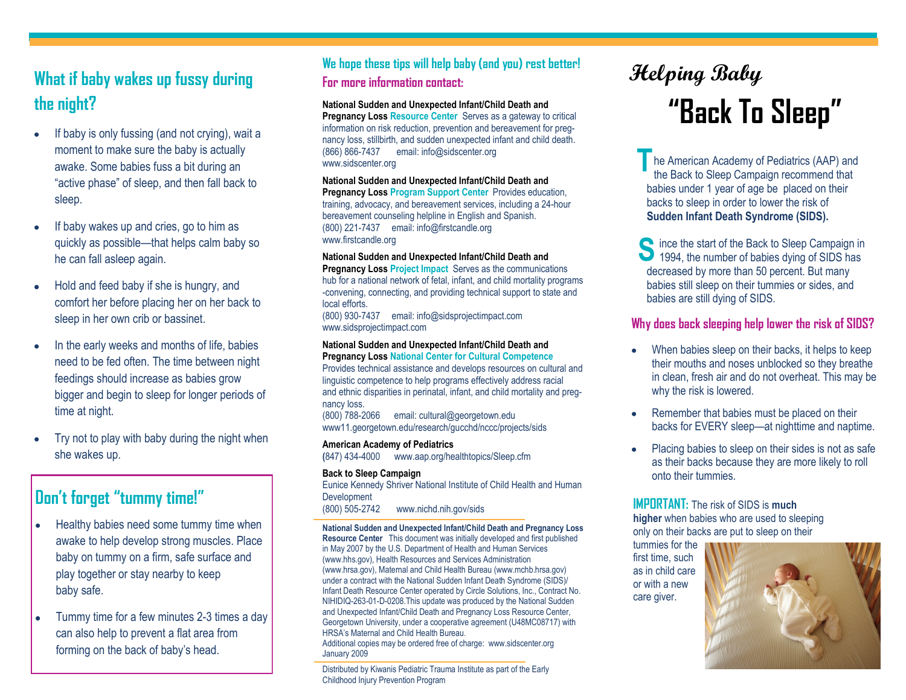## What if baby wakes up fussy during the night?

- If baby is only fussing (and not crying), wait a moment to make sure the baby is actually awake. Some babies fuss a bit during an "active phase" of sleep, and then fall back to sleep.
- If baby wakes up and cries, go to him as quickly as possible—that helps calm baby so he can fall asleep again.
- Hold and feed baby if she is hungry, and comfort her before placing her on her back to sleep in her own crib or bassinet.
- In the early weeks and months of life, babies need to be fed often. The time between night feedings should increase as babies grow bigger and begin to sleep for longer periods of time at night.
- Try not to play with baby during the night when she wakes up.

## Don't forget "tummy time!"

- Healthy babies need some tummy time when awake to help develop strong muscles. Place baby on tummy on a firm, safe surface and play together or stay nearby to keep baby safe.
- Tummy time for a few minutes 2-3 times a day can also help to prevent a flat area from forming on the back of baby's head.

### We hope these tips will help baby (and you) rest better!

### For more information contact:

**National Sudden and Unexpected Infant/Child Death and Pregnancy Loss Resource Center** Serves as a gateway to critical information on risk reduction, prevention and bereavement for pregnancy loss, stillbirth, and sudden unexpected infant and child death.
(866) 866-7437 email: info@sidscenter.org
www.sidscenter.org

**National Sudden and Unexpected Infant/Child Death and Pregnancy Loss Program Support Center** Provides education, training, advocacy, and bereavement services, including a 24-hour bereavement counseling helpline in English and Spanish.
(800) 221-7437 email: info@firstcandle.org
www.firstcandle.org

**National Sudden and Unexpected Infant/Child Death and Pregnancy Loss Project Impact** Serves as the communications hub for a national network of fetal, infant, and child mortality programs -convening, connecting, and providing technical support to state and local efforts.
(800) 930-7437 email: info@sidsprojectimpact.com
www.sidsprojectimpact.com

**National Sudden and Unexpected Infant/Child Death and Pregnancy Loss National Center for Cultural Competence**
Provides technical assistance and develops resources on cultural and linguistic competence to help programs effectively address racial and ethnic disparities in perinatal, infant, and child mortality and pregnancy loss.
(800) 788-2066 email: cultural@georgetown.edu
www11.georgetown.edu/research/gucchd/nccc/projects/sids

**American Academy of Pediatrics**
(847) 434-4000 www.aap.org/healthtopics/Sleep.cfm

**Back to Sleep Campaign**
Eunice Kennedy Shriver National Institute of Child Health and Human Development
(800) 505-2742 www.nichd.nih.gov/sids

**National Sudden and Unexpected Infant/Child Death and Pregnancy Loss Resource Center** This document was initially developed and first published in May 2007 by the U.S. Department of Health and Human Services (www.hhs.gov), Health Resources and Services Administration (www.hrsa.gov), Maternal and Child Health Bureau (www.mchb.hrsa.gov) under a contract with the National Sudden Infant Death Syndrome (SIDS)/ Infant Death Resource Center operated by Circle Solutions, Inc., Contract No. NIHIDIQ-263-01-D-0208.This update was produced by the National Sudden and Unexpected Infant/Child Death and Pregnancy Loss Resource Center, Georgetown University, under a cooperative agreement (U48MC08717) with HRSA's Maternal and Child Health Bureau.
Additional copies may be ordered free of charge: www.sidscenter.org
January 2009

Distributed by Kiwanis Pediatric Trauma Institute as part of the Early Childhood Injury Prevention Program

# Helping Baby "Back To Sleep"

The American Academy of Pediatrics (AAP) and the Back to Sleep Campaign recommend that babies under 1 year of age be placed on their backs to sleep in order to lower the risk of **Sudden Infant Death Syndrome (SIDS).**

Since the start of the Back to Sleep Campaign in 1994, the number of babies dying of SIDS has decreased by more than 50 percent. But many babies still sleep on their tummies or sides, and babies are still dying of SIDS.

### Why does back sleeping help lower the risk of SIDS?

- When babies sleep on their backs, it helps to keep their mouths and noses unblocked so they breathe in clean, fresh air and do not overheat. This may be why the risk is lowered.
- Remember that babies must be placed on their backs for EVERY sleep—at nighttime and naptime.
- Placing babies to sleep on their sides is not as safe as their backs because they are more likely to roll onto their tummies.

**IMPORTANT:** The risk of SIDS is **much higher** when babies who are used to sleeping only on their backs are put to sleep on their tummies for the first time, such as in child care or with a new care giver.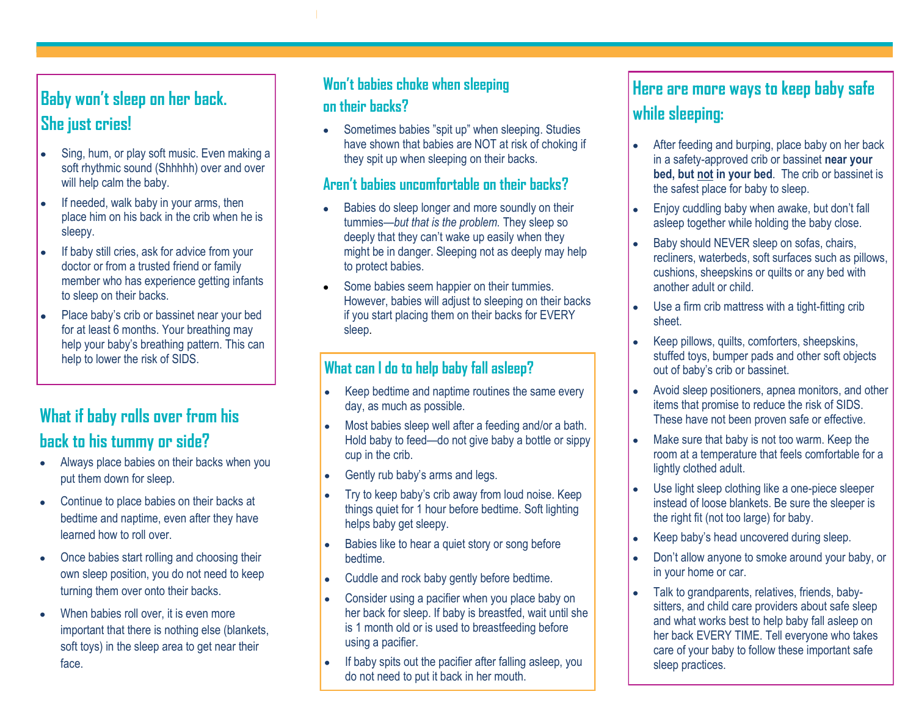## Baby won't sleep on her back. She just cries!

- Sing, hum, or play soft music. Even making a soft rhythmic sound (Shhhhh) over and over will help calm the baby.
- If needed, walk baby in your arms, then place him on his back in the crib when he is sleepy.
- If baby still cries, ask for advice from your doctor or from a trusted friend or family member who has experience getting infants to sleep on their backs.
- Place baby's crib or bassinet near your bed for at least 6 months. Your breathing may help your baby's breathing pattern. This can help to lower the risk of SIDS.

## What if baby rolls over from his back to his tummy or side?

- Always place babies on their backs when you put them down for sleep.
- Continue to place babies on their backs at bedtime and naptime, even after they have learned how to roll over.
- Once babies start rolling and choosing their own sleep position, you do not need to keep turning them over onto their backs.
- When babies roll over, it is even more important that there is nothing else (blankets, soft toys) in the sleep area to get near their face.

## Won't babies choke when sleeping on their backs?

- Sometimes babies "spit up" when sleeping. Studies have shown that babies are NOT at risk of choking if they spit up when sleeping on their backs.

## Aren't babies uncomfortable on their backs?

- Babies do sleep longer and more soundly on their tummies—*but that is the problem.* They sleep so deeply that they can't wake up easily when they might be in danger. Sleeping not as deeply may help to protect babies.
- Some babies seem happier on their tummies. However, babies will adjust to sleeping on their backs if you start placing them on their backs for EVERY sleep.

## What can I do to help baby fall asleep?

- Keep bedtime and naptime routines the same every day, as much as possible.
- Most babies sleep well after a feeding and/or a bath. Hold baby to feed—do not give baby a bottle or sippy cup in the crib.
- Gently rub baby's arms and legs.
- Try to keep baby's crib away from loud noise. Keep things quiet for 1 hour before bedtime. Soft lighting helps baby get sleepy.
- Babies like to hear a quiet story or song before bedtime.
- Cuddle and rock baby gently before bedtime.
- Consider using a pacifier when you place baby on her back for sleep. If baby is breastfed, wait until she is 1 month old or is used to breastfeeding before using a pacifier.
- If baby spits out the pacifier after falling asleep, you do not need to put it back in her mouth.

## Here are more ways to keep baby safe while sleeping:

- After feeding and burping, place baby on her back in a safety-approved crib or bassinet **near your bed, but not in your bed**. The crib or bassinet is the safest place for baby to sleep.
- Enjoy cuddling baby when awake, but don't fall asleep together while holding the baby close.
- Baby should NEVER sleep on sofas, chairs, recliners, waterbeds, soft surfaces such as pillows, cushions, sheepskins or quilts or any bed with another adult or child.
- Use a firm crib mattress with a tight-fitting crib sheet.
- Keep pillows, quilts, comforters, sheepskins, stuffed toys, bumper pads and other soft objects out of baby's crib or bassinet.
- Avoid sleep positioners, apnea monitors, and other items that promise to reduce the risk of SIDS. These have not been proven safe or effective.
- Make sure that baby is not too warm. Keep the room at a temperature that feels comfortable for a lightly clothed adult.
- Use light sleep clothing like a one-piece sleeper instead of loose blankets. Be sure the sleeper is the right fit (not too large) for baby.
- Keep baby's head uncovered during sleep.
- Don't allow anyone to smoke around your baby, or in your home or car.
- Talk to grandparents, relatives, friends, baby-sitters, and child care providers about safe sleep and what works best to help baby fall asleep on her back EVERY TIME. Tell everyone who takes care of your baby to follow these important safe sleep practices.